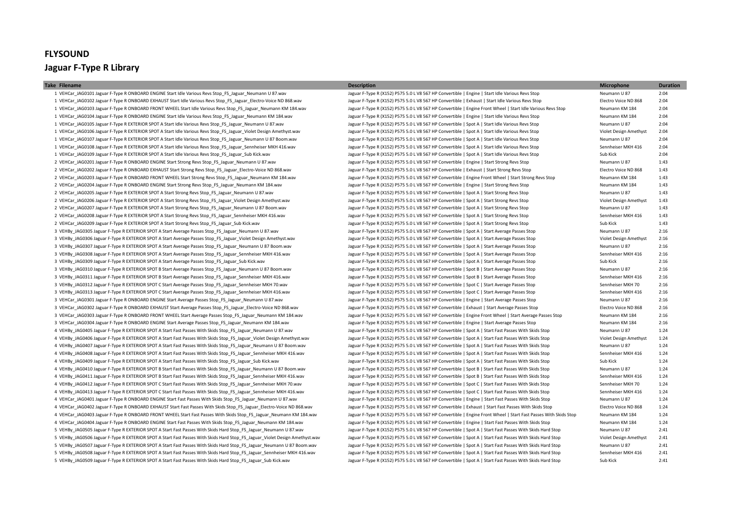# FLYSOUND

## Jaguar F-Type R Library

| Take | Filename | Description | Microphone | Duration |
|---|---|---|---|---|
| 1 | VEHCar_JAG0101 Jaguar F-Type R ONBOARD ENGINE Start Idle Various Revs Stop_FS_Jaguar_Neumann U 87.wav | Jaguar F-Type R (X152) P575 5.0 L V8 567 HP Convertible \| Engine \| Start Idle Various Revs Stop | Neumann U 87 | 2:04 |
| 1 | VEHCar_JAG0102 Jaguar F-Type R ONBOARD EXHAUST Start Idle Various Revs Stop_FS_Jaguar_Electro-Voice ND 868.wav | Jaguar F-Type R (X152) P575 5.0 L V8 567 HP Convertible \| Exhaust \| Start Idle Various Revs Stop | Electro Voice ND 868 | 2:04 |
| 1 | VEHCar_JAG0103 Jaguar F-Type R ONBOARD FRONT WHEEL Start Idle Various Revs Stop_FS_Jaguar_Neumann KM 184.wav | Jaguar F-Type R (X152) P575 5.0 L V8 567 HP Convertible \| Engine Front Wheel \| Start Idle Various Revs Stop | Neumann KM 184 | 2:04 |
| 1 | VEHCar_JAG0104 Jaguar F-Type R ONBOARD ENGINE Start Idle Various Revs Stop_FS_Jaguar_Neumann KM 184.wav | Jaguar F-Type R (X152) P575 5.0 L V8 567 HP Convertible \| Engine \| Start Idle Various Revs Stop | Neumann KM 184 | 2:04 |
| 1 | VEHCar_JAG0105 Jaguar F-Type R EXTERIOR SPOT A Start Idle Various Revs Stop_FS_Jaguar_Neumann U 87.wav | Jaguar F-Type R (X152) P575 5.0 L V8 567 HP Convertible \| Spot A \| Start Idle Various Revs Stop | Neumann U 87 | 2:04 |
| 1 | VEHCar_JAG0106 Jaguar F-Type R EXTERIOR SPOT A Start Idle Various Revs Stop_FS_Jaguar_Violet Design Amethyst.wav | Jaguar F-Type R (X152) P575 5.0 L V8 567 HP Convertible \| Spot A \| Start Idle Various Revs Stop | Violet Design Amethyst | 2:04 |
| 1 | VEHCar_JAG0107 Jaguar F-Type R EXTERIOR SPOT A Start Idle Various Revs Stop_FS_Jaguar_Neumann U 87 Boom.wav | Jaguar F-Type R (X152) P575 5.0 L V8 567 HP Convertible \| Spot A \| Start Idle Various Revs Stop | Neumann U 87 | 2:04 |
| 1 | VEHCar_JAG0108 Jaguar F-Type R EXTERIOR SPOT A Start Idle Various Revs Stop_FS_Jaguar_Sennheiser MKH 416.wav | Jaguar F-Type R (X152) P575 5.0 L V8 567 HP Convertible \| Spot A \| Start Idle Various Revs Stop | Sennheiser MKH 416 | 2:04 |
| 1 | VEHCar_JAG0109 Jaguar F-Type R EXTERIOR SPOT A Start Idle Various Revs Stop_FS_Jaguar_Sub Kick.wav | Jaguar F-Type R (X152) P575 5.0 L V8 567 HP Convertible \| Spot A \| Start Idle Various Revs Stop | Sub Kick | 2:04 |
| 2 | VEHCar_JAG0201 Jaguar F-Type R ONBOARD ENGINE Start Strong Revs Stop_FS_Jaguar_Neumann U 87.wav | Jaguar F-Type R (X152) P575 5.0 L V8 567 HP Convertible \| Engine \| Start Strong Revs Stop | Neumann U 87 | 1:43 |
| 2 | VEHCar_JAG0202 Jaguar F-Type R ONBOARD EXHAUST Start Strong Revs Stop_FS_Jaguar_Electro-Voice ND 868.wav | Jaguar F-Type R (X152) P575 5.0 L V8 567 HP Convertible \| Exhaust \| Start Strong Revs Stop | Electro Voice ND 868 | 1:43 |
| 2 | VEHCar_JAG0203 Jaguar F-Type R ONBOARD FRONT WHEEL Start Strong Revs Stop_FS_Jaguar_Neumann KM 184.wav | Jaguar F-Type R (X152) P575 5.0 L V8 567 HP Convertible \| Engine Front Wheel \| Start Strong Revs Stop | Neumann KM 184 | 1:43 |
| 2 | VEHCar_JAG0204 Jaguar F-Type R ONBOARD ENGINE Start Strong Revs Stop_FS_Jaguar_Neumann KM 184.wav | Jaguar F-Type R (X152) P575 5.0 L V8 567 HP Convertible \| Engine \| Start Strong Revs Stop | Neumann KM 184 | 1:43 |
| 2 | VEHCar_JAG0205 Jaguar F-Type R EXTERIOR SPOT A Start Strong Revs Stop_FS_Jaguar_Neumann U 87.wav | Jaguar F-Type R (X152) P575 5.0 L V8 567 HP Convertible \| Spot A \| Start Strong Revs Stop | Neumann U 87 | 1:43 |
| 2 | VEHCar_JAG0206 Jaguar F-Type R EXTERIOR SPOT A Start Strong Revs Stop_FS_Jaguar_Violet Design Amethyst.wav | Jaguar F-Type R (X152) P575 5.0 L V8 567 HP Convertible \| Spot A \| Start Strong Revs Stop | Violet Design Amethyst | 1:43 |
| 2 | VEHCar_JAG0207 Jaguar F-Type R EXTERIOR SPOT A Start Strong Revs Stop_FS_Jaguar_Neumann U 87 Boom.wav | Jaguar F-Type R (X152) P575 5.0 L V8 567 HP Convertible \| Spot A \| Start Strong Revs Stop | Neumann U 87 | 1:43 |
| 2 | VEHCar_JAG0208 Jaguar F-Type R EXTERIOR SPOT A Start Strong Revs Stop_FS_Jaguar_Sennheiser MKH 416.wav | Jaguar F-Type R (X152) P575 5.0 L V8 567 HP Convertible \| Spot A \| Start Strong Revs Stop | Sennheiser MKH 416 | 1:43 |
| 2 | VEHCar_JAG0209 Jaguar F-Type R EXTERIOR SPOT A Start Strong Revs Stop_FS_Jaguar_Sub Kick.wav | Jaguar F-Type R (X152) P575 5.0 L V8 567 HP Convertible \| Spot A \| Start Strong Revs Stop | Sub Kick | 1:43 |
| 3 | VEHBy_JAG0305 Jaguar F-Type R EXTERIOR SPOT A Start Average Passes Stop_FS_Jaguar_Neumann U 87.wav | Jaguar F-Type R (X152) P575 5.0 L V8 567 HP Convertible \| Spot A \| Start Average Passes Stop | Neumann U 87 | 2:16 |
| 3 | VEHBy_JAG0306 Jaguar F-Type R EXTERIOR SPOT A Start Average Passes Stop_FS_Jaguar_Violet Design Amethyst.wav | Jaguar F-Type R (X152) P575 5.0 L V8 567 HP Convertible \| Spot A \| Start Average Passes Stop | Violet Design Amethyst | 2:16 |
| 3 | VEHBy_JAG0307 Jaguar F-Type R EXTERIOR SPOT A Start Average Passes Stop_FS_Jaguar_Neumann U 87 Boom.wav | Jaguar F-Type R (X152) P575 5.0 L V8 567 HP Convertible \| Spot A \| Start Average Passes Stop | Neumann U 87 | 2:16 |
| 3 | VEHBy_JAG0308 Jaguar F-Type R EXTERIOR SPOT A Start Average Passes Stop_FS_Jaguar_Sennheiser MKH 416.wav | Jaguar F-Type R (X152) P575 5.0 L V8 567 HP Convertible \| Spot A \| Start Average Passes Stop | Sennheiser MKH 416 | 2:16 |
| 3 | VEHBy_JAG0309 Jaguar F-Type R EXTERIOR SPOT A Start Average Passes Stop_FS_Jaguar_Sub Kick.wav | Jaguar F-Type R (X152) P575 5.0 L V8 567 HP Convertible \| Spot A \| Start Average Passes Stop | Sub Kick | 2:16 |
| 3 | VEHBy_JAG0310 Jaguar F-Type R EXTERIOR SPOT B Start Average Passes Stop_FS_Jaguar_Neumann U 87 Boom.wav | Jaguar F-Type R (X152) P575 5.0 L V8 567 HP Convertible \| Spot B \| Start Average Passes Stop | Neumann U 87 | 2:16 |
| 3 | VEHBy_JAG0311 Jaguar F-Type R EXTERIOR SPOT B Start Average Passes Stop_FS_Jaguar_Sennheiser MKH 416.wav | Jaguar F-Type R (X152) P575 5.0 L V8 567 HP Convertible \| Spot B \| Start Average Passes Stop | Sennheiser MKH 416 | 2:16 |
| 3 | VEHBy_JAG0312 Jaguar F-Type R EXTERIOR SPOT C Start Average Passes Stop_FS_Jaguar_Sennheiser MKH 70.wav | Jaguar F-Type R (X152) P575 5.0 L V8 567 HP Convertible \| Spot C \| Start Average Passes Stop | Sennheiser MKH 70 | 2:16 |
| 3 | VEHBy_JAG0313 Jaguar F-Type R EXTERIOR SPOT C Start Average Passes Stop_FS_Jaguar_Sennheiser MKH 416.wav | Jaguar F-Type R (X152) P575 5.0 L V8 567 HP Convertible \| Spot C \| Start Average Passes Stop | Sennheiser MKH 416 | 2:16 |
| 3 | VEHCar_JAG0301 Jaguar F-Type R ONBOARD ENGINE Start Average Passes Stop_FS_Jaguar_Neumann U 87.wav | Jaguar F-Type R (X152) P575 5.0 L V8 567 HP Convertible \| Engine \| Start Average Passes Stop | Neumann U 87 | 2:16 |
| 3 | VEHCar_JAG0302 Jaguar F-Type R ONBOARD EXHAUST Start Average Passes Stop_FS_Jaguar_Electro-Voice ND 868.wav | Jaguar F-Type R (X152) P575 5.0 L V8 567 HP Convertible \| Exhaust \| Start Average Passes Stop | Electro Voice ND 868 | 2:16 |
| 3 | VEHCar_JAG0303 Jaguar F-Type R ONBOARD FRONT WHEEL Start Average Passes Stop_FS_Jaguar_Neumann KM 184.wav | Jaguar F-Type R (X152) P575 5.0 L V8 567 HP Convertible \| Engine Front Wheel \| Start Average Passes Stop | Neumann KM 184 | 2:16 |
| 3 | VEHCar_JAG0304 Jaguar F-Type R ONBOARD ENGINE Start Average Passes Stop_FS_Jaguar_Neumann KM 184.wav | Jaguar F-Type R (X152) P575 5.0 L V8 567 HP Convertible \| Engine \| Start Average Passes Stop | Neumann KM 184 | 2:16 |
| 4 | VEHBy_JAG0405 Jaguar F-Type R EXTERIOR SPOT A Start Fast Passes With Skids Stop_FS_Jaguar_Neumann U 87.wav | Jaguar F-Type R (X152) P575 5.0 L V8 567 HP Convertible \| Spot A \| Start Fast Passes With Skids Stop | Neumann U 87 | 1:24 |
| 4 | VEHBy_JAG0406 Jaguar F-Type R EXTERIOR SPOT A Start Fast Passes With Skids Stop_FS_Jaguar_Violet Design Amethyst.wav | Jaguar F-Type R (X152) P575 5.0 L V8 567 HP Convertible \| Spot A \| Start Fast Passes With Skids Stop | Violet Design Amethyst | 1:24 |
| 4 | VEHBy_JAG0407 Jaguar F-Type R EXTERIOR SPOT A Start Fast Passes With Skids Stop_FS_Jaguar_Neumann U 87 Boom.wav | Jaguar F-Type R (X152) P575 5.0 L V8 567 HP Convertible \| Spot A \| Start Fast Passes With Skids Stop | Neumann U 87 | 1:24 |
| 4 | VEHBy_JAG0408 Jaguar F-Type R EXTERIOR SPOT A Start Fast Passes With Skids Stop_FS_Jaguar_Sennheiser MKH 416.wav | Jaguar F-Type R (X152) P575 5.0 L V8 567 HP Convertible \| Spot A \| Start Fast Passes With Skids Stop | Sennheiser MKH 416 | 1:24 |
| 4 | VEHBy_JAG0409 Jaguar F-Type R EXTERIOR SPOT A Start Fast Passes With Skids Stop_FS_Jaguar_Sub Kick.wav | Jaguar F-Type R (X152) P575 5.0 L V8 567 HP Convertible \| Spot A \| Start Fast Passes With Skids Stop | Sub Kick | 1:24 |
| 4 | VEHBy_JAG0410 Jaguar F-Type R EXTERIOR SPOT B Start Fast Passes With Skids Stop_FS_Jaguar_Neumann U 87 Boom.wav | Jaguar F-Type R (X152) P575 5.0 L V8 567 HP Convertible \| Spot B \| Start Fast Passes With Skids Stop | Neumann U 87 | 1:24 |
| 4 | VEHBy_JAG0411 Jaguar F-Type R EXTERIOR SPOT B Start Fast Passes With Skids Stop_FS_Jaguar_Sennheiser MKH 416.wav | Jaguar F-Type R (X152) P575 5.0 L V8 567 HP Convertible \| Spot B \| Start Fast Passes With Skids Stop | Sennheiser MKH 416 | 1:24 |
| 4 | VEHBy_JAG0412 Jaguar F-Type R EXTERIOR SPOT C Start Fast Passes With Skids Stop_FS_Jaguar_Sennheiser MKH 70.wav | Jaguar F-Type R (X152) P575 5.0 L V8 567 HP Convertible \| Spot C \| Start Fast Passes With Skids Stop | Sennheiser MKH 70 | 1:24 |
| 4 | VEHBy_JAG0413 Jaguar F-Type R EXTERIOR SPOT C Start Fast Passes With Skids Stop_FS_Jaguar_Sennheiser MKH 416.wav | Jaguar F-Type R (X152) P575 5.0 L V8 567 HP Convertible \| Spot C \| Start Fast Passes With Skids Stop | Sennheiser MKH 416 | 1:24 |
| 4 | VEHCar_JAG0401 Jaguar F-Type R ONBOARD ENGINE Start Fast Passes With Skids Stop_FS_Jaguar_Neumann U 87.wav | Jaguar F-Type R (X152) P575 5.0 L V8 567 HP Convertible \| Engine \| Start Fast Passes With Skids Stop | Neumann U 87 | 1:24 |
| 4 | VEHCar_JAG0402 Jaguar F-Type R ONBOARD EXHAUST Start Fast Passes With Skids Stop_FS_Jaguar_Electro-Voice ND 868.wav | Jaguar F-Type R (X152) P575 5.0 L V8 567 HP Convertible \| Exhaust \| Start Fast Passes With Skids Stop | Electro Voice ND 868 | 1:24 |
| 4 | VEHCar_JAG0403 Jaguar F-Type R ONBOARD FRONT WHEEL Start Fast Passes With Skids Stop_FS_Jaguar_Neumann KM 184.wav | Jaguar F-Type R (X152) P575 5.0 L V8 567 HP Convertible \| Engine Front Wheel \| Start Fast Passes With Skids Stop | Neumann KM 184 | 1:24 |
| 4 | VEHCar_JAG0404 Jaguar F-Type R ONBOARD ENGINE Start Fast Passes With Skids Stop_FS_Jaguar_Neumann KM 184.wav | Jaguar F-Type R (X152) P575 5.0 L V8 567 HP Convertible \| Engine \| Start Fast Passes With Skids Stop | Neumann KM 184 | 1:24 |
| 5 | VEHBy_JAG0505 Jaguar F-Type R EXTERIOR SPOT A Start Fast Passes With Skids Hard Stop_FS_Jaguar_Neumann U 87.wav | Jaguar F-Type R (X152) P575 5.0 L V8 567 HP Convertible \| Spot A \| Start Fast Passes With Skids Hard Stop | Neumann U 87 | 2:41 |
| 5 | VEHBy_JAG0506 Jaguar F-Type R EXTERIOR SPOT A Start Fast Passes With Skids Hard Stop_FS_Jaguar_Violet Design Amethyst.wav | Jaguar F-Type R (X152) P575 5.0 L V8 567 HP Convertible \| Spot A \| Start Fast Passes With Skids Hard Stop | Violet Design Amethyst | 2:41 |
| 5 | VEHBy_JAG0507 Jaguar F-Type R EXTERIOR SPOT A Start Fast Passes With Skids Hard Stop_FS_Jaguar_Neumann U 87 Boom.wav | Jaguar F-Type R (X152) P575 5.0 L V8 567 HP Convertible \| Spot A \| Start Fast Passes With Skids Hard Stop | Neumann U 87 | 2:41 |
| 5 | VEHBy_JAG0508 Jaguar F-Type R EXTERIOR SPOT A Start Fast Passes With Skids Hard Stop_FS_Jaguar_Sennheiser MKH 416.wav | Jaguar F-Type R (X152) P575 5.0 L V8 567 HP Convertible \| Spot A \| Start Fast Passes With Skids Hard Stop | Sennheiser MKH 416 | 2:41 |
| 5 | VEHBy_JAG0509 Jaguar F-Type R EXTERIOR SPOT A Start Fast Passes With Skids Hard Stop_FS_Jaguar_Sub Kick.wav | Jaguar F-Type R (X152) P575 5.0 L V8 567 HP Convertible \| Spot A \| Start Fast Passes With Skids Hard Stop | Sub Kick | 2:41 |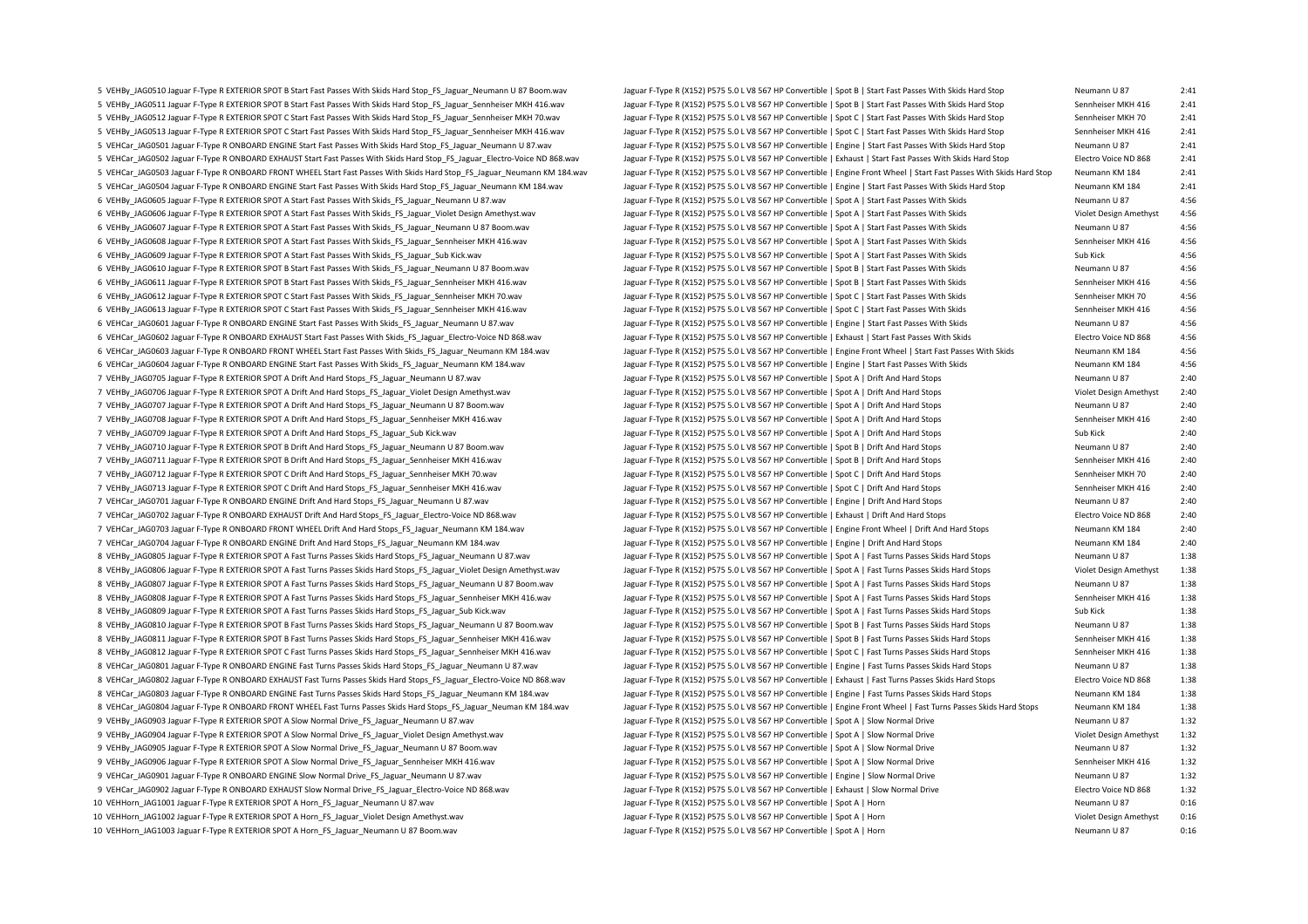| | | | | |
|---|---|---|---|---|
| 5 | VEHBy_JAG0510 Jaguar F-Type R EXTERIOR SPOT B Start Fast Passes With Skids Hard Stop_FS_Jaguar_Neumann U 87 Boom.wav | Jaguar F-Type R (X152) P575 5.0 L V8 567 HP Convertible \| Spot B \| Start Fast Passes With Skids Hard Stop | Neumann U 87 | 2:41 |
| 5 | VEHBy_JAG0511 Jaguar F-Type R EXTERIOR SPOT B Start Fast Passes With Skids Hard Stop_FS_Jaguar_Sennheiser MKH 416.wav | Jaguar F-Type R (X152) P575 5.0 L V8 567 HP Convertible \| Spot B \| Start Fast Passes With Skids Hard Stop | Sennheiser MKH 416 | 2:41 |
| 5 | VEHBy_JAG0512 Jaguar F-Type R EXTERIOR SPOT C Start Fast Passes With Skids Hard Stop_FS_Jaguar_Sennheiser MKH 70.wav | Jaguar F-Type R (X152) P575 5.0 L V8 567 HP Convertible \| Spot C \| Start Fast Passes With Skids Hard Stop | Sennheiser MKH 70 | 2:41 |
| 5 | VEHBy_JAG0513 Jaguar F-Type R EXTERIOR SPOT C Start Fast Passes With Skids Hard Stop_FS_Jaguar_Sennheiser MKH 416.wav | Jaguar F-Type R (X152) P575 5.0 L V8 567 HP Convertible \| Spot C \| Start Fast Passes With Skids Hard Stop | Sennheiser MKH 416 | 2:41 |
| 5 | VEHCar_JAG0501 Jaguar F-Type R ONBOARD ENGINE Start Fast Passes With Skids Hard Stop_FS_Jaguar_Neumann U 87.wav | Jaguar F-Type R (X152) P575 5.0 L V8 567 HP Convertible \| Engine \| Start Fast Passes With Skids Hard Stop | Neumann U 87 | 2:41 |
| 5 | VEHCar_JAG0502 Jaguar F-Type R ONBOARD EXHAUST Start Fast Passes With Skids Hard Stop_FS_Jaguar_Electro-Voice ND 868.wav | Jaguar F-Type R (X152) P575 5.0 L V8 567 HP Convertible \| Exhaust \| Start Fast Passes With Skids Hard Stop | Electro Voice ND 868 | 2:41 |
| 5 | VEHCar_JAG0503 Jaguar F-Type R ONBOARD FRONT WHEEL Start Fast Passes With Skids Hard Stop_FS_Jaguar_Neumann KM 184.wav | Jaguar F-Type R (X152) P575 5.0 L V8 567 HP Convertible \| Engine Front Wheel \| Start Fast Passes With Skids Hard Stop | Neumann KM 184 | 2:41 |
| 5 | VEHCar_JAG0504 Jaguar F-Type R ONBOARD ENGINE Start Fast Passes With Skids Hard Stop_FS_Jaguar_Neumann KM 184.wav | Jaguar F-Type R (X152) P575 5.0 L V8 567 HP Convertible \| Engine \| Start Fast Passes With Skids Hard Stop | Neumann KM 184 | 2:41 |
| 6 | VEHBy_JAG0605 Jaguar F-Type R EXTERIOR SPOT A Start Fast Passes With Skids_FS_Jaguar_Neumann U 87.wav | Jaguar F-Type R (X152) P575 5.0 L V8 567 HP Convertible \| Spot A \| Start Fast Passes With Skids | Neumann U 87 | 4:56 |
| 6 | VEHBy_JAG0606 Jaguar F-Type R EXTERIOR SPOT A Start Fast Passes With Skids_FS_Jaguar_Violet Design Amethyst.wav | Jaguar F-Type R (X152) P575 5.0 L V8 567 HP Convertible \| Spot A \| Start Fast Passes With Skids | Violet Design Amethyst | 4:56 |
| 6 | VEHBy_JAG0607 Jaguar F-Type R EXTERIOR SPOT A Start Fast Passes With Skids_FS_Jaguar_Neumann U 87 Boom.wav | Jaguar F-Type R (X152) P575 5.0 L V8 567 HP Convertible \| Spot A \| Start Fast Passes With Skids | Neumann U 87 | 4:56 |
| 6 | VEHBy_JAG0608 Jaguar F-Type R EXTERIOR SPOT A Start Fast Passes With Skids_FS_Jaguar_Sennheiser MKH 416.wav | Jaguar F-Type R (X152) P575 5.0 L V8 567 HP Convertible \| Spot A \| Start Fast Passes With Skids | Sennheiser MKH 416 | 4:56 |
| 6 | VEHBy_JAG0609 Jaguar F-Type R EXTERIOR SPOT A Start Fast Passes With Skids_FS_Jaguar_Sub Kick.wav | Jaguar F-Type R (X152) P575 5.0 L V8 567 HP Convertible \| Spot A \| Start Fast Passes With Skids | Sub Kick | 4:56 |
| 6 | VEHBy_JAG0610 Jaguar F-Type R EXTERIOR SPOT B Start Fast Passes With Skids_FS_Jaguar_Neumann U 87 Boom.wav | Jaguar F-Type R (X152) P575 5.0 L V8 567 HP Convertible \| Spot B \| Start Fast Passes With Skids | Neumann U 87 | 4:56 |
| 6 | VEHBy_JAG0611 Jaguar F-Type R EXTERIOR SPOT B Start Fast Passes With Skids_FS_Jaguar_Sennheiser MKH 416.wav | Jaguar F-Type R (X152) P575 5.0 L V8 567 HP Convertible \| Spot B \| Start Fast Passes With Skids | Sennheiser MKH 416 | 4:56 |
| 6 | VEHBy_JAG0612 Jaguar F-Type R EXTERIOR SPOT C Start Fast Passes With Skids_FS_Jaguar_Sennheiser MKH 70.wav | Jaguar F-Type R (X152) P575 5.0 L V8 567 HP Convertible \| Spot C \| Start Fast Passes With Skids | Sennheiser MKH 70 | 4:56 |
| 6 | VEHBy_JAG0613 Jaguar F-Type R EXTERIOR SPOT C Start Fast Passes With Skids_FS_Jaguar_Sennheiser MKH 416.wav | Jaguar F-Type R (X152) P575 5.0 L V8 567 HP Convertible \| Spot C \| Start Fast Passes With Skids | Sennheiser MKH 416 | 4:56 |
| 6 | VEHCar_JAG0601 Jaguar F-Type R ONBOARD ENGINE Start Fast Passes With Skids_FS_Jaguar_Neumann U 87.wav | Jaguar F-Type R (X152) P575 5.0 L V8 567 HP Convertible \| Engine \| Start Fast Passes With Skids | Neumann U 87 | 4:56 |
| 6 | VEHCar_JAG0602 Jaguar F-Type R ONBOARD EXHAUST Start Fast Passes With Skids_FS_Jaguar_Electro-Voice ND 868.wav | Jaguar F-Type R (X152) P575 5.0 L V8 567 HP Convertible \| Exhaust \| Start Fast Passes With Skids | Electro Voice ND 868 | 4:56 |
| 6 | VEHCar_JAG0603 Jaguar F-Type R ONBOARD FRONT WHEEL Start Fast Passes With Skids_FS_Jaguar_Neumann KM 184.wav | Jaguar F-Type R (X152) P575 5.0 L V8 567 HP Convertible \| Engine Front Wheel \| Start Fast Passes With Skids | Neumann KM 184 | 4:56 |
| 6 | VEHCar_JAG0604 Jaguar F-Type R ONBOARD ENGINE Start Fast Passes With Skids_FS_Jaguar_Neumann KM 184.wav | Jaguar F-Type R (X152) P575 5.0 L V8 567 HP Convertible \| Engine \| Start Fast Passes With Skids | Neumann KM 184 | 4:56 |
| 7 | VEHBy_JAG0705 Jaguar F-Type R EXTERIOR SPOT A Drift And Hard Stops_FS_Jaguar_Neumann U 87.wav | Jaguar F-Type R (X152) P575 5.0 L V8 567 HP Convertible \| Spot A \| Drift And Hard Stops | Neumann U 87 | 2:40 |
| 7 | VEHBy_JAG0706 Jaguar F-Type R EXTERIOR SPOT A Drift And Hard Stops_FS_Jaguar_Violet Design Amethyst.wav | Jaguar F-Type R (X152) P575 5.0 L V8 567 HP Convertible \| Spot A \| Drift And Hard Stops | Violet Design Amethyst | 2:40 |
| 7 | VEHBy_JAG0707 Jaguar F-Type R EXTERIOR SPOT A Drift And Hard Stops_FS_Jaguar_Neumann U 87 Boom.wav | Jaguar F-Type R (X152) P575 5.0 L V8 567 HP Convertible \| Spot A \| Drift And Hard Stops | Neumann U 87 | 2:40 |
| 7 | VEHBy_JAG0708 Jaguar F-Type R EXTERIOR SPOT A Drift And Hard Stops_FS_Jaguar_Sennheiser MKH 416.wav | Jaguar F-Type R (X152) P575 5.0 L V8 567 HP Convertible \| Spot A \| Drift And Hard Stops | Sennheiser MKH 416 | 2:40 |
| 7 | VEHBy_JAG0709 Jaguar F-Type R EXTERIOR SPOT A Drift And Hard Stops_FS_Jaguar_Sub Kick.wav | Jaguar F-Type R (X152) P575 5.0 L V8 567 HP Convertible \| Spot A \| Drift And Hard Stops | Sub Kick | 2:40 |
| 7 | VEHBy_JAG0710 Jaguar F-Type R EXTERIOR SPOT B Drift And Hard Stops_FS_Jaguar_Neumann U 87 Boom.wav | Jaguar F-Type R (X152) P575 5.0 L V8 567 HP Convertible \| Spot B \| Drift And Hard Stops | Neumann U 87 | 2:40 |
| 7 | VEHBy_JAG0711 Jaguar F-Type R EXTERIOR SPOT B Drift And Hard Stops_FS_Jaguar_Sennheiser MKH 416.wav | Jaguar F-Type R (X152) P575 5.0 L V8 567 HP Convertible \| Spot B \| Drift And Hard Stops | Sennheiser MKH 416 | 2:40 |
| 7 | VEHBy_JAG0712 Jaguar F-Type R EXTERIOR SPOT C Drift And Hard Stops_FS_Jaguar_Sennheiser MKH 70.wav | Jaguar F-Type R (X152) P575 5.0 L V8 567 HP Convertible \| Spot C \| Drift And Hard Stops | Sennheiser MKH 70 | 2:40 |
| 7 | VEHBy_JAG0713 Jaguar F-Type R EXTERIOR SPOT C Drift And Hard Stops_FS_Jaguar_Sennheiser MKH 416.wav | Jaguar F-Type R (X152) P575 5.0 L V8 567 HP Convertible \| Spot C \| Drift And Hard Stops | Sennheiser MKH 416 | 2:40 |
| 7 | VEHCar_JAG0701 Jaguar F-Type R ONBOARD ENGINE Drift And Hard Stops_FS_Jaguar_Neumann U 87.wav | Jaguar F-Type R (X152) P575 5.0 L V8 567 HP Convertible \| Engine \| Drift And Hard Stops | Neumann U 87 | 2:40 |
| 7 | VEHCar_JAG0702 Jaguar F-Type R ONBOARD EXHAUST Drift And Hard Stops_FS_Jaguar_Electro-Voice ND 868.wav | Jaguar F-Type R (X152) P575 5.0 L V8 567 HP Convertible \| Exhaust \| Drift And Hard Stops | Electro Voice ND 868 | 2:40 |
| 7 | VEHCar_JAG0703 Jaguar F-Type R ONBOARD FRONT WHEEL Drift And Hard Stops_FS_Jaguar_Neumann KM 184.wav | Jaguar F-Type R (X152) P575 5.0 L V8 567 HP Convertible \| Engine Front Wheel \| Drift And Hard Stops | Neumann KM 184 | 2:40 |
| 7 | VEHCar_JAG0704 Jaguar F-Type R ONBOARD ENGINE Drift And Hard Stops_FS_Jaguar_Neumann KM 184.wav | Jaguar F-Type R (X152) P575 5.0 L V8 567 HP Convertible \| Engine \| Drift And Hard Stops | Neumann KM 184 | 2:40 |
| 8 | VEHBy_JAG0805 Jaguar F-Type R EXTERIOR SPOT A Fast Turns Passes Skids Hard Stops_FS_Jaguar_Neumann U 87.wav | Jaguar F-Type R (X152) P575 5.0 L V8 567 HP Convertible \| Spot A \| Fast Turns Passes Skids Hard Stops | Neumann U 87 | 1:38 |
| 8 | VEHBy_JAG0806 Jaguar F-Type R EXTERIOR SPOT A Fast Turns Passes Skids Hard Stops_FS_Jaguar_Violet Design Amethyst.wav | Jaguar F-Type R (X152) P575 5.0 L V8 567 HP Convertible \| Spot A \| Fast Turns Passes Skids Hard Stops | Violet Design Amethyst | 1:38 |
| 8 | VEHBy_JAG0807 Jaguar F-Type R EXTERIOR SPOT A Fast Turns Passes Skids Hard Stops_FS_Jaguar_Neumann U 87 Boom.wav | Jaguar F-Type R (X152) P575 5.0 L V8 567 HP Convertible \| Spot A \| Fast Turns Passes Skids Hard Stops | Neumann U 87 | 1:38 |
| 8 | VEHBy_JAG0808 Jaguar F-Type R EXTERIOR SPOT A Fast Turns Passes Skids Hard Stops_FS_Jaguar_Sennheiser MKH 416.wav | Jaguar F-Type R (X152) P575 5.0 L V8 567 HP Convertible \| Spot A \| Fast Turns Passes Skids Hard Stops | Sennheiser MKH 416 | 1:38 |
| 8 | VEHBy_JAG0809 Jaguar F-Type R EXTERIOR SPOT A Fast Turns Passes Skids Hard Stops_FS_Jaguar_Sub Kick.wav | Jaguar F-Type R (X152) P575 5.0 L V8 567 HP Convertible \| Spot A \| Fast Turns Passes Skids Hard Stops | Sub Kick | 1:38 |
| 8 | VEHBy_JAG0810 Jaguar F-Type R EXTERIOR SPOT B Fast Turns Passes Skids Hard Stops_FS_Jaguar_Neumann U 87 Boom.wav | Jaguar F-Type R (X152) P575 5.0 L V8 567 HP Convertible \| Spot B \| Fast Turns Passes Skids Hard Stops | Neumann U 87 | 1:38 |
| 8 | VEHBy_JAG0811 Jaguar F-Type R EXTERIOR SPOT B Fast Turns Passes Skids Hard Stops_FS_Jaguar_Sennheiser MKH 416.wav | Jaguar F-Type R (X152) P575 5.0 L V8 567 HP Convertible \| Spot B \| Fast Turns Passes Skids Hard Stops | Sennheiser MKH 416 | 1:38 |
| 8 | VEHBy_JAG0812 Jaguar F-Type R EXTERIOR SPOT C Fast Turns Passes Skids Hard Stops_FS_Jaguar_Sennheiser MKH 416.wav | Jaguar F-Type R (X152) P575 5.0 L V8 567 HP Convertible \| Spot C \| Fast Turns Passes Skids Hard Stops | Sennheiser MKH 416 | 1:38 |
| 8 | VEHCar_JAG0801 Jaguar F-Type R ONBOARD ENGINE Fast Turns Passes Skids Hard Stops_FS_Jaguar_Neumann U 87.wav | Jaguar F-Type R (X152) P575 5.0 L V8 567 HP Convertible \| Engine \| Fast Turns Passes Skids Hard Stops | Neumann U 87 | 1:38 |
| 8 | VEHCar_JAG0802 Jaguar F-Type R ONBOARD EXHAUST Fast Turns Passes Skids Hard Stops_FS_Jaguar_Electro-Voice ND 868.wav | Jaguar F-Type R (X152) P575 5.0 L V8 567 HP Convertible \| Exhaust \| Fast Turns Passes Skids Hard Stops | Electro Voice ND 868 | 1:38 |
| 8 | VEHCar_JAG0803 Jaguar F-Type R ONBOARD ENGINE Fast Turns Passes Skids Hard Stops_FS_Jaguar_Neumann KM 184.wav | Jaguar F-Type R (X152) P575 5.0 L V8 567 HP Convertible \| Engine \| Fast Turns Passes Skids Hard Stops | Neumann KM 184 | 1:38 |
| 8 | VEHCar_JAG0804 Jaguar F-Type R ONBOARD FRONT WHEEL Fast Turns Passes Skids Hard Stops_FS_Jaguar_Neuman KM 184.wav | Jaguar F-Type R (X152) P575 5.0 L V8 567 HP Convertible \| Engine Front Wheel \| Fast Turns Passes Skids Hard Stops | Neumann KM 184 | 1:38 |
| 9 | VEHBy_JAG0903 Jaguar F-Type R EXTERIOR SPOT A Slow Normal Drive_FS_Jaguar_Neumann U 87.wav | Jaguar F-Type R (X152) P575 5.0 L V8 567 HP Convertible \| Spot A \| Slow Normal Drive | Neumann U 87 | 1:32 |
| 9 | VEHBy_JAG0904 Jaguar F-Type R EXTERIOR SPOT A Slow Normal Drive_FS_Jaguar_Violet Design Amethyst.wav | Jaguar F-Type R (X152) P575 5.0 L V8 567 HP Convertible \| Spot A \| Slow Normal Drive | Violet Design Amethyst | 1:32 |
| 9 | VEHBy_JAG0905 Jaguar F-Type R EXTERIOR SPOT A Slow Normal Drive_FS_Jaguar_Neumann U 87 Boom.wav | Jaguar F-Type R (X152) P575 5.0 L V8 567 HP Convertible \| Spot A \| Slow Normal Drive | Neumann U 87 | 1:32 |
| 9 | VEHBy_JAG0906 Jaguar F-Type R EXTERIOR SPOT A Slow Normal Drive_FS_Jaguar_Sennheiser MKH 416.wav | Jaguar F-Type R (X152) P575 5.0 L V8 567 HP Convertible \| Spot A \| Slow Normal Drive | Sennheiser MKH 416 | 1:32 |
| 9 | VEHCar_JAG0901 Jaguar F-Type R ONBOARD ENGINE Slow Normal Drive_FS_Jaguar_Neumann U 87.wav | Jaguar F-Type R (X152) P575 5.0 L V8 567 HP Convertible \| Engine \| Slow Normal Drive | Neumann U 87 | 1:32 |
| 9 | VEHCar_JAG0902 Jaguar F-Type R ONBOARD EXHAUST Slow Normal Drive_FS_Jaguar_Electro-Voice ND 868.wav | Jaguar F-Type R (X152) P575 5.0 L V8 567 HP Convertible \| Exhaust \| Slow Normal Drive | Electro Voice ND 868 | 1:32 |
| 10 | VEHHorn_JAG1001 Jaguar F-Type R EXTERIOR SPOT A Horn_FS_Jaguar_Neumann U 87.wav | Jaguar F-Type R (X152) P575 5.0 L V8 567 HP Convertible \| Spot A \| Horn | Neumann U 87 | 0:16 |
| 10 | VEHHorn_JAG1002 Jaguar F-Type R EXTERIOR SPOT A Horn_FS_Jaguar_Violet Design Amethyst.wav | Jaguar F-Type R (X152) P575 5.0 L V8 567 HP Convertible \| Spot A \| Horn | Violet Design Amethyst | 0:16 |
| 10 | VEHHorn_JAG1003 Jaguar F-Type R EXTERIOR SPOT A Horn_FS_Jaguar_Neumann U 87 Boom.wav | Jaguar F-Type R (X152) P575 5.0 L V8 567 HP Convertible \| Spot A \| Horn | Neumann U 87 | 0:16 |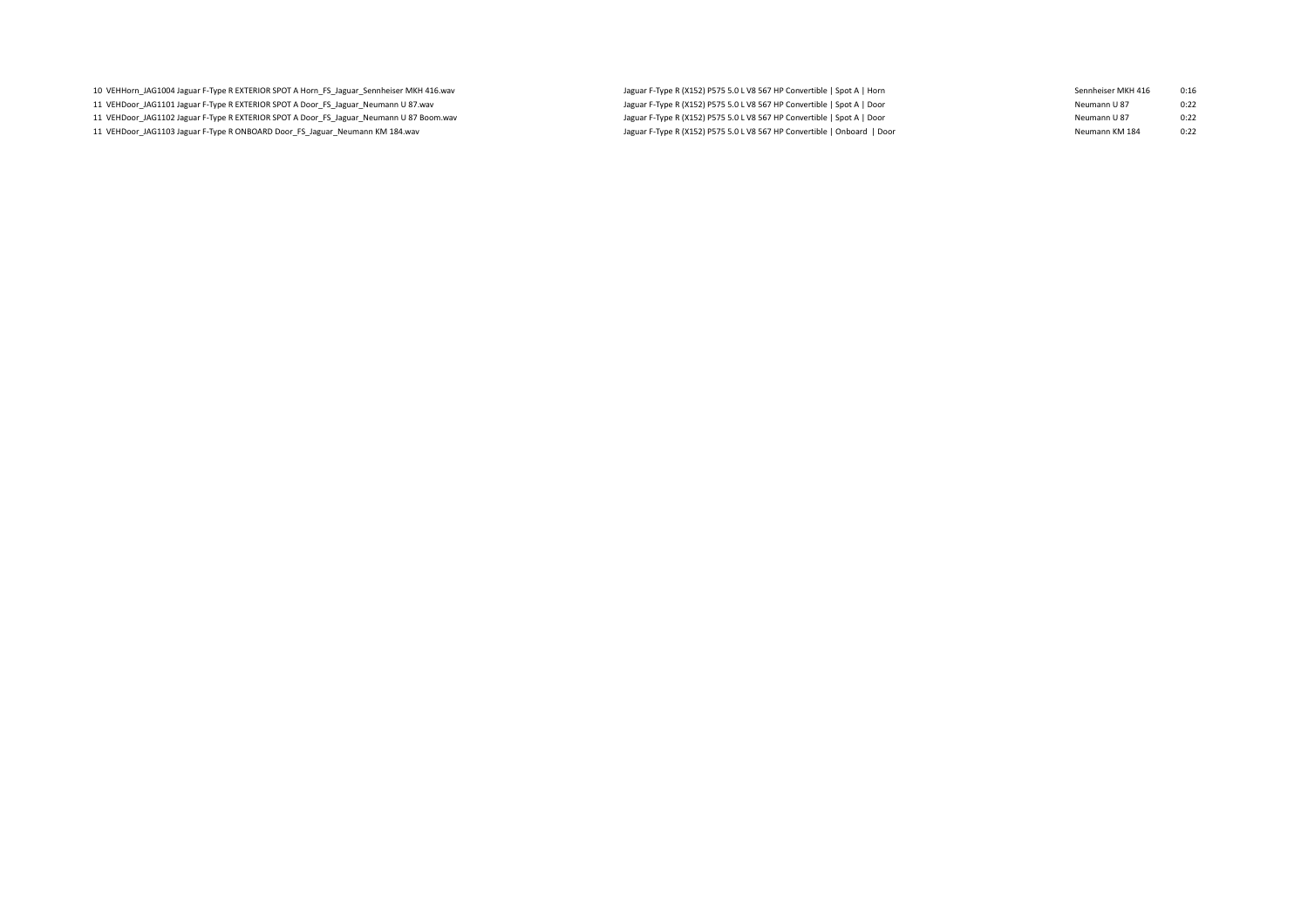| | | | | |
|---|---|---|---|---|
| 10 | VEHHorn_JAG1004 Jaguar F-Type R EXTERIOR SPOT A Horn_FS_Jaguar_Sennheiser MKH 416.wav | Jaguar F-Type R (X152) P575 5.0 L V8 567 HP Convertible \| Spot A \| Horn | Sennheiser MKH 416 | 0:16 |
| 11 | VEHDoor_JAG1101 Jaguar F-Type R EXTERIOR SPOT A Door_FS_Jaguar_Neumann U 87.wav | Jaguar F-Type R (X152) P575 5.0 L V8 567 HP Convertible \| Spot A \| Door | Neumann U 87 | 0:22 |
| 11 | VEHDoor_JAG1102 Jaguar F-Type R EXTERIOR SPOT A Door_FS_Jaguar_Neumann U 87 Boom.wav | Jaguar F-Type R (X152) P575 5.0 L V8 567 HP Convertible \| Spot A \| Door | Neumann U 87 | 0:22 |
| 11 | VEHDoor_JAG1103 Jaguar F-Type R ONBOARD Door_FS_Jaguar_Neumann KM 184.wav | Jaguar F-Type R (X152) P575 5.0 L V8 567 HP Convertible \| Onboard \| Door | Neumann KM 184 | 0:22 |